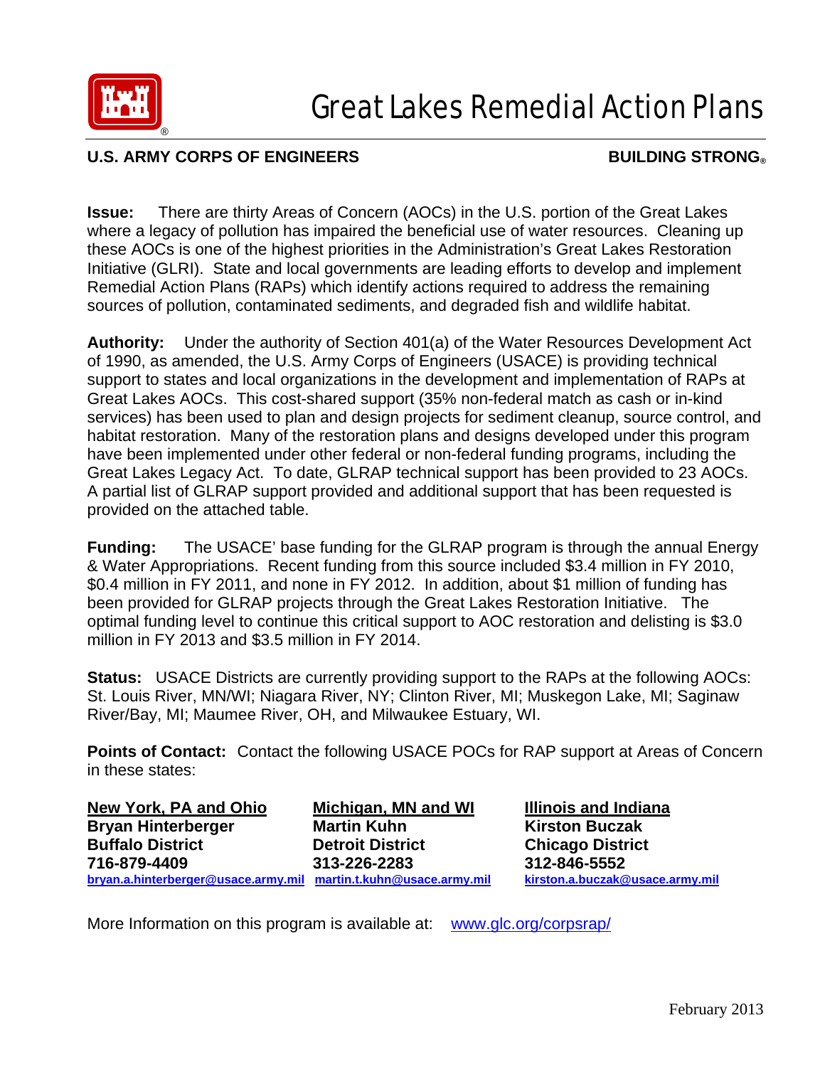# Great Lakes Remedial Action Plans

**U.S. ARMY CORPS OF ENGINEERS** **BUILDING STRONG®**

**Issue:** There are thirty Areas of Concern (AOCs) in the U.S. portion of the Great Lakes where a legacy of pollution has impaired the beneficial use of water resources. Cleaning up these AOCs is one of the highest priorities in the Administration's Great Lakes Restoration Initiative (GLRI). State and local governments are leading efforts to develop and implement Remedial Action Plans (RAPs) which identify actions required to address the remaining sources of pollution, contaminated sediments, and degraded fish and wildlife habitat.

**Authority:** Under the authority of Section 401(a) of the Water Resources Development Act of 1990, as amended, the U.S. Army Corps of Engineers (USACE) is providing technical support to states and local organizations in the development and implementation of RAPs at Great Lakes AOCs. This cost-shared support (35% non-federal match as cash or in-kind services) has been used to plan and design projects for sediment cleanup, source control, and habitat restoration. Many of the restoration plans and designs developed under this program have been implemented under other federal or non-federal funding programs, including the Great Lakes Legacy Act. To date, GLRAP technical support has been provided to 23 AOCs. A partial list of GLRAP support provided and additional support that has been requested is provided on the attached table.

**Funding:** The USACE' base funding for the GLRAP program is through the annual Energy & Water Appropriations. Recent funding from this source included $3.4 million in FY 2010, $0.4 million in FY 2011, and none in FY 2012. In addition, about $1 million of funding has been provided for GLRAP projects through the Great Lakes Restoration Initiative. The optimal funding level to continue this critical support to AOC restoration and delisting is $3.0 million in FY 2013 and $3.5 million in FY 2014.

**Status:** USACE Districts are currently providing support to the RAPs at the following AOCs: St. Louis River, MN/WI; Niagara River, NY; Clinton River, MI; Muskegon Lake, MI; Saginaw River/Bay, MI; Maumee River, OH, and Milwaukee Estuary, WI.

**Points of Contact:** Contact the following USACE POCs for RAP support at Areas of Concern in these states:

**New York, PA and Ohio**
**Bryan Hinterberger**
**Buffalo District**
**716-879-4409**
**bryan.a.hinterberger@usace.army.mil**

**Michigan, MN and WI**
**Martin Kuhn**
**Detroit District**
**313-226-2283**
**martin.t.kuhn@usace.army.mil**

**Illinois and Indiana**
**Kirston Buczak**
**Chicago District**
**312-846-5552**
**kirston.a.buczak@usace.army.mil**

More Information on this program is available at: www.glc.org/corpsrap/

February 2013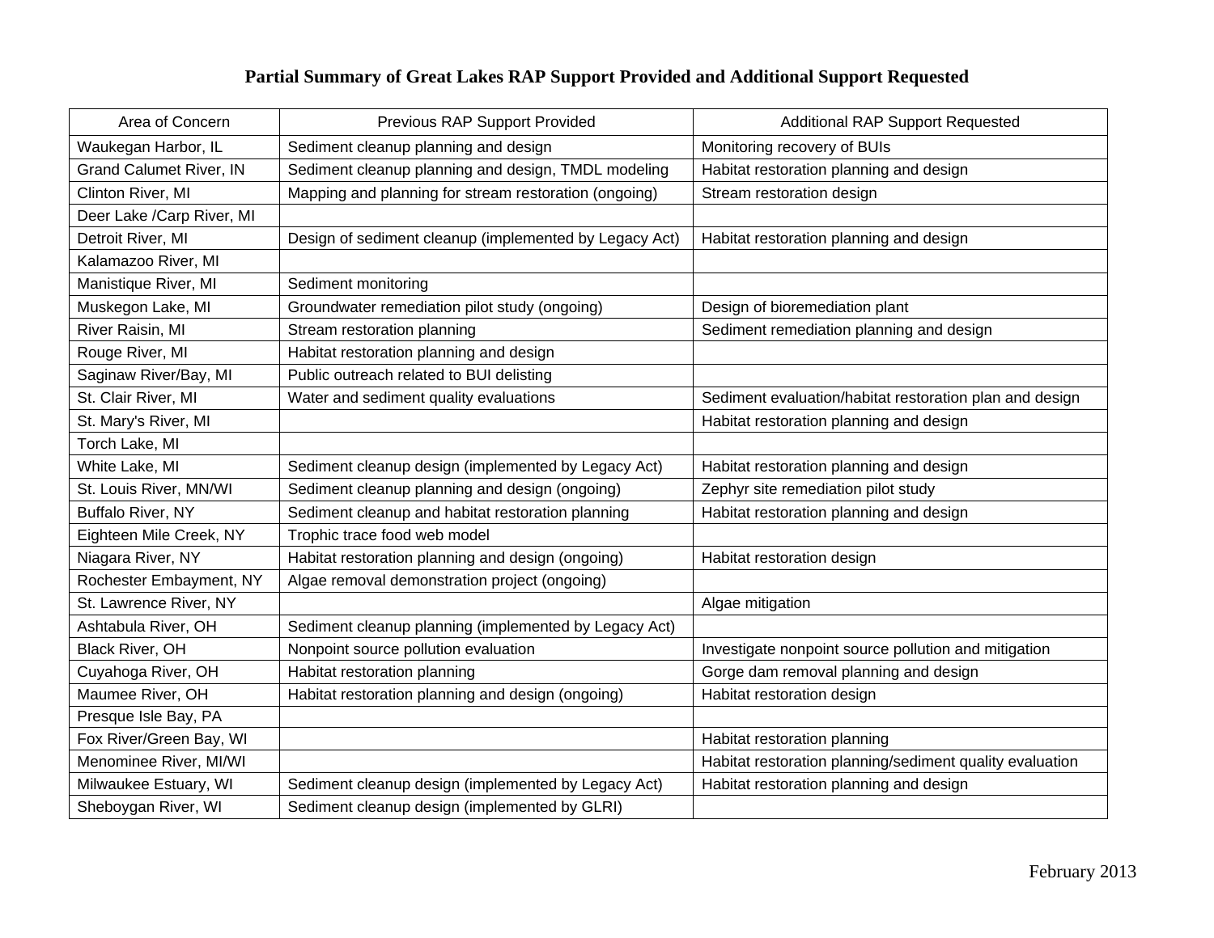## Partial Summary of Great Lakes RAP Support Provided and Additional Support Requested

| Area of Concern | Previous RAP Support Provided | Additional RAP Support Requested |
|---|---|---|
| Waukegan Harbor, IL | Sediment cleanup planning and design | Monitoring recovery of BUIs |
| Grand Calumet River, IN | Sediment cleanup planning and design, TMDL modeling | Habitat restoration planning and design |
| Clinton River, MI | Mapping and planning for stream restoration (ongoing) | Stream restoration design |
| Deer Lake /Carp River, MI | | |
| Detroit River, MI | Design of sediment cleanup (implemented by Legacy Act) | Habitat restoration planning and design |
| Kalamazoo River, MI | | |
| Manistique River, MI | Sediment monitoring | |
| Muskegon Lake, MI | Groundwater remediation pilot study (ongoing) | Design of bioremediation plant |
| River Raisin, MI | Stream restoration planning | Sediment remediation planning and design |
| Rouge River, MI | Habitat restoration planning and design | |
| Saginaw River/Bay, MI | Public outreach related to BUI delisting | |
| St. Clair River, MI | Water and sediment quality evaluations | Sediment evaluation/habitat restoration plan and design |
| St. Mary's River, MI | | Habitat restoration planning and design |
| Torch Lake, MI | | |
| White Lake, MI | Sediment cleanup design (implemented by Legacy Act) | Habitat restoration planning and design |
| St. Louis River, MN/WI | Sediment cleanup planning and design (ongoing) | Zephyr site remediation pilot study |
| Buffalo River, NY | Sediment cleanup and habitat restoration planning | Habitat restoration planning and design |
| Eighteen Mile Creek, NY | Trophic trace food web model | |
| Niagara River, NY | Habitat restoration planning and design (ongoing) | Habitat restoration design |
| Rochester Embayment, NY | Algae removal demonstration project (ongoing) | |
| St. Lawrence River, NY | | Algae mitigation |
| Ashtabula River, OH | Sediment cleanup planning (implemented by Legacy Act) | |
| Black River, OH | Nonpoint source pollution evaluation | Investigate nonpoint source pollution and mitigation |
| Cuyahoga River, OH | Habitat restoration planning | Gorge dam removal planning and design |
| Maumee River, OH | Habitat restoration planning and design (ongoing) | Habitat restoration design |
| Presque Isle Bay, PA | | |
| Fox River/Green Bay, WI | | Habitat restoration planning |
| Menominee River, MI/WI | | Habitat restoration planning/sediment quality evaluation |
| Milwaukee Estuary, WI | Sediment cleanup design (implemented by Legacy Act) | Habitat restoration planning and design |
| Sheboygan River, WI | Sediment cleanup design (implemented by GLRI) | |

February 2013